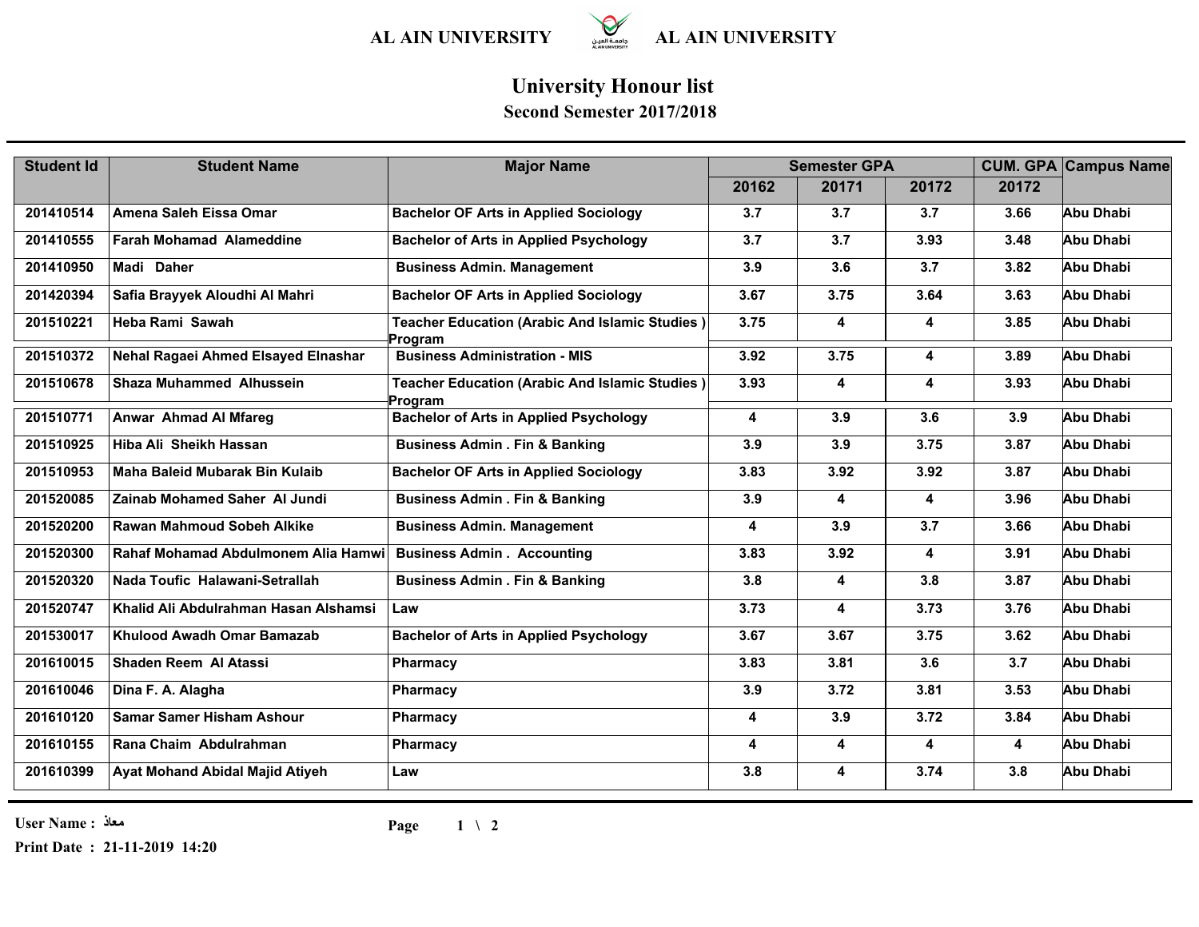# AL AIN UNIVERSITY

## University Honour list

### Second Semester 2017/2018

| Student Id | Student Name | Major Name | Semester GPA | | | CUM. GPA | Campus Name |
|---|---|---|---|---|---|---|---|
| | | | 20162 | 20171 | 20172 | 20172 | |
| 201410514 | Amena Saleh Eissa Omar | Bachelor OF Arts in Applied Sociology | 3.7 | 3.7 | 3.7 | 3.66 | Abu Dhabi |
| 201410555 | Farah Mohamad Alameddine | Bachelor of Arts in Applied Psychology | 3.7 | 3.7 | 3.93 | 3.48 | Abu Dhabi |
| 201410950 | Madi Daher | Business Admin. Management | 3.9 | 3.6 | 3.7 | 3.82 | Abu Dhabi |
| 201420394 | Safia Brayyek Aloudhi Al Mahri | Bachelor OF Arts in Applied Sociology | 3.67 | 3.75 | 3.64 | 3.63 | Abu Dhabi |
| 201510221 | Heba Rami Sawah | Teacher Education (Arabic And Islamic Studies ) Program | 3.75 | 4 | 4 | 3.85 | Abu Dhabi |
| 201510372 | Nehal Ragaei Ahmed Elsayed Elnashar | Business Administration - MIS | 3.92 | 3.75 | 4 | 3.89 | Abu Dhabi |
| 201510678 | Shaza Muhammed Alhussein | Teacher Education (Arabic And Islamic Studies ) Program | 3.93 | 4 | 4 | 3.93 | Abu Dhabi |
| 201510771 | Anwar Ahmad Al Mfareg | Bachelor of Arts in Applied Psychology | 4 | 3.9 | 3.6 | 3.9 | Abu Dhabi |
| 201510925 | Hiba Ali Sheikh Hassan | Business Admin . Fin & Banking | 3.9 | 3.9 | 3.75 | 3.87 | Abu Dhabi |
| 201510953 | Maha Baleid Mubarak Bin Kulaib | Bachelor OF Arts in Applied Sociology | 3.83 | 3.92 | 3.92 | 3.87 | Abu Dhabi |
| 201520085 | Zainab Mohamed Saher Al Jundi | Business Admin . Fin & Banking | 3.9 | 4 | 4 | 3.96 | Abu Dhabi |
| 201520200 | Rawan Mahmoud Sobeh Alkike | Business Admin. Management | 4 | 3.9 | 3.7 | 3.66 | Abu Dhabi |
| 201520300 | Rahaf Mohamad Abdulmonem Alia Hamwi | Business Admin . Accounting | 3.83 | 3.92 | 4 | 3.91 | Abu Dhabi |
| 201520320 | Nada Toufic Halawani-Setrallah | Business Admin . Fin & Banking | 3.8 | 4 | 3.8 | 3.87 | Abu Dhabi |
| 201520747 | Khalid Ali Abdulrahman Hasan Alshamsi | Law | 3.73 | 4 | 3.73 | 3.76 | Abu Dhabi |
| 201530017 | Khulood Awadh Omar Bamazab | Bachelor of Arts in Applied Psychology | 3.67 | 3.67 | 3.75 | 3.62 | Abu Dhabi |
| 201610015 | Shaden Reem Al Atassi | Pharmacy | 3.83 | 3.81 | 3.6 | 3.7 | Abu Dhabi |
| 201610046 | Dina F. A. Alagha | Pharmacy | 3.9 | 3.72 | 3.81 | 3.53 | Abu Dhabi |
| 201610120 | Samar Samer Hisham Ashour | Pharmacy | 4 | 3.9 | 3.72 | 3.84 | Abu Dhabi |
| 201610155 | Rana Chaim Abdulrahman | Pharmacy | 4 | 4 | 4 | 4 | Abu Dhabi |
| 201610399 | Ayat Mohand Abidal Majid Atiyeh | Law | 3.8 | 4 | 3.74 | 3.8 | Abu Dhabi |

User Name : معاذ

Print Date : 21-11-2019 14:20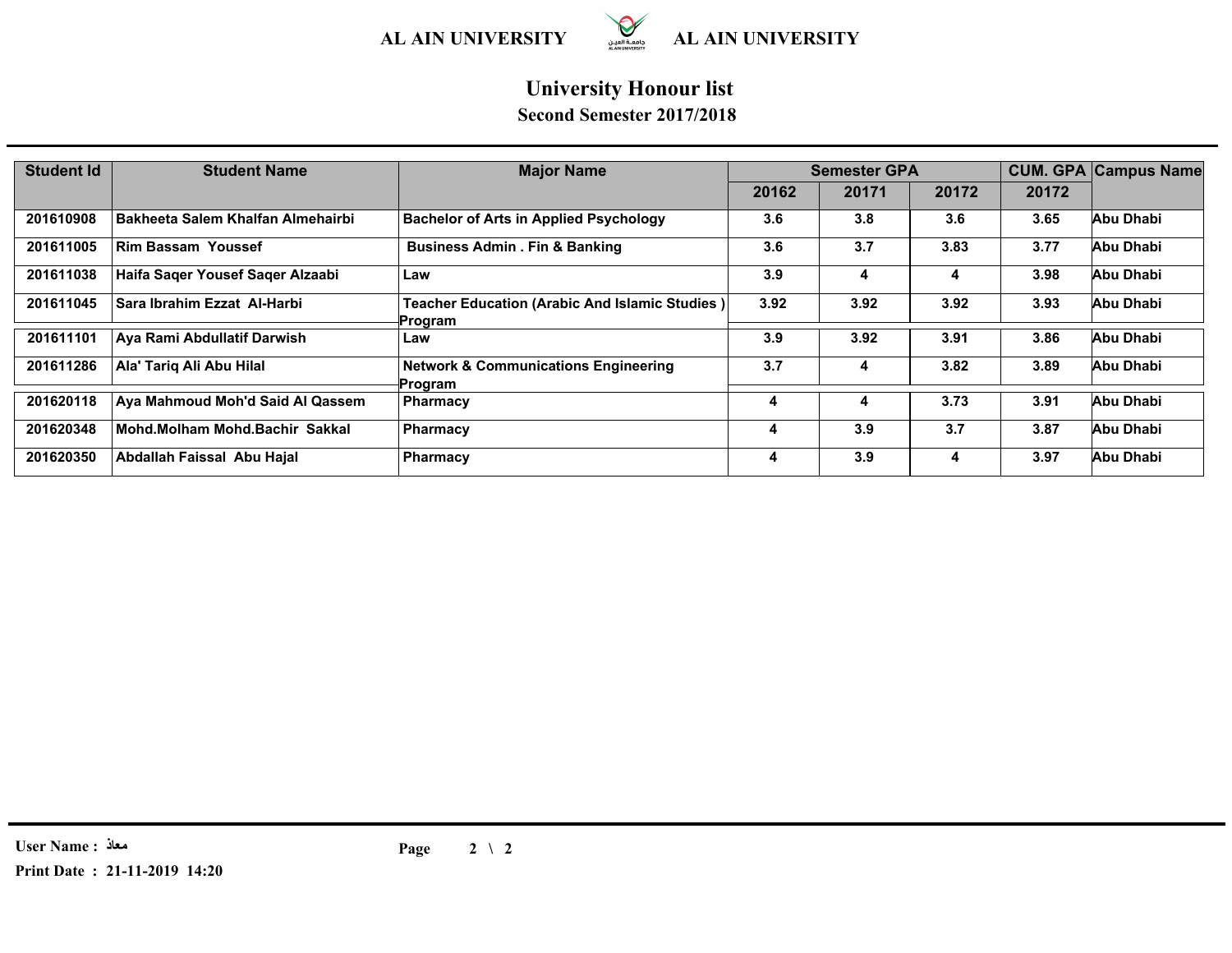# AL AIN UNIVERSITY

## University Honour list

### Second Semester 2017/2018

| Student Id | Student Name | Major Name | Semester GPA | | | CUM. GPA | Campus Name |
|---|---|---|---|---|---|---|---|
| | | | 20162 | 20171 | 20172 | 20172 | |
| 201610908 | Bakheeta Salem Khalfan Almehairbi | Bachelor of Arts in Applied Psychology | 3.6 | 3.8 | 3.6 | 3.65 | Abu Dhabi |
| 201611005 | Rim Bassam Youssef | Business Admin . Fin & Banking | 3.6 | 3.7 | 3.83 | 3.77 | Abu Dhabi |
| 201611038 | Haifa Saqer Yousef Saqer Alzaabi | Law | 3.9 | 4 | 4 | 3.98 | Abu Dhabi |
| 201611045 | Sara Ibrahim Ezzat Al-Harbi | Teacher Education (Arabic And Islamic Studies ) Program | 3.92 | 3.92 | 3.92 | 3.93 | Abu Dhabi |
| 201611101 | Aya Rami Abdullatif Darwish | Law | 3.9 | 3.92 | 3.91 | 3.86 | Abu Dhabi |
| 201611286 | Ala' Tariq Ali Abu Hilal | Network & Communications Engineering Program | 3.7 | 4 | 3.82 | 3.89 | Abu Dhabi |
| 201620118 | Aya Mahmoud Moh'd Said Al Qassem | Pharmacy | 4 | 4 | 3.73 | 3.91 | Abu Dhabi |
| 201620348 | Mohd.Molham Mohd.Bachir Sakkal | Pharmacy | 4 | 3.9 | 3.7 | 3.87 | Abu Dhabi |
| 201620350 | Abdallah Faissal Abu Hajal | Pharmacy | 4 | 3.9 | 4 | 3.97 | Abu Dhabi |

User Name : معاذ

Print Date : 21-11-2019 14:20